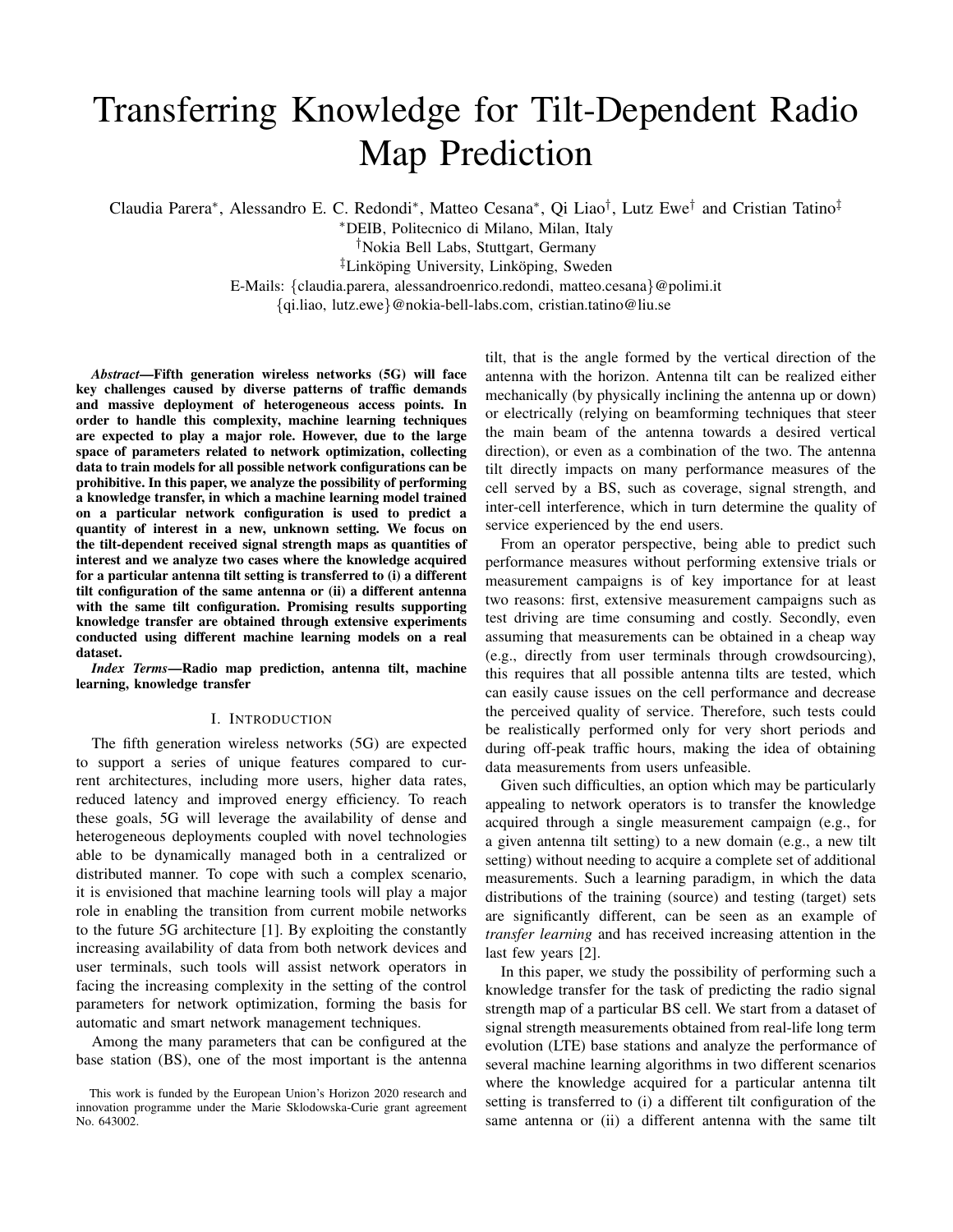# Transferring Knowledge for Tilt-Dependent Radio Map Prediction

Claudia Parera*, Alessandro E. C. Redondi*, Matteo Cesana*, Qi Liao†, Lutz Ewe† and Cristian Tatino‡

*DEIB, Politecnico di Milano, Milan, Italy

†Nokia Bell Labs, Stuttgart, Germany

‡Linköping University, Linköping, Sweden

E-Mails: {claudia.parera, alessandroenrico.redondi, matteo.cesana}@polimi.it

{qi.liao, lutz.ewe}@nokia-bell-labs.com, cristian.tatino@liu.se

***Abstract*—Fifth generation wireless networks (5G) will face key challenges caused by diverse patterns of traffic demands and massive deployment of heterogeneous access points. In order to handle this complexity, machine learning techniques are expected to play a major role. However, due to the large space of parameters related to network optimization, collecting data to train models for all possible network configurations can be prohibitive. In this paper, we analyze the possibility of performing a knowledge transfer, in which a machine learning model trained on a particular network configuration is used to predict a quantity of interest in a new, unknown setting. We focus on the tilt-dependent received signal strength maps as quantities of interest and we analyze two cases where the knowledge acquired for a particular antenna tilt setting is transferred to (i) a different tilt configuration of the same antenna or (ii) a different antenna with the same tilt configuration. Promising results supporting knowledge transfer are obtained through extensive experiments conducted using different machine learning models on a real dataset.**

***Index Terms*—Radio map prediction, antenna tilt, machine learning, knowledge transfer**

## I. Introduction

The fifth generation wireless networks (5G) are expected to support a series of unique features compared to current architectures, including more users, higher data rates, reduced latency and improved energy efficiency. To reach these goals, 5G will leverage the availability of dense and heterogeneous deployments coupled with novel technologies able to be dynamically managed both in a centralized or distributed manner. To cope with such a complex scenario, it is envisioned that machine learning tools will play a major role in enabling the transition from current mobile networks to the future 5G architecture [1]. By exploiting the constantly increasing availability of data from both network devices and user terminals, such tools will assist network operators in facing the increasing complexity in the setting of the control parameters for network optimization, forming the basis for automatic and smart network management techniques.

Among the many parameters that can be configured at the base station (BS), one of the most important is the antenna tilt, that is the angle formed by the vertical direction of the antenna with the horizon. Antenna tilt can be realized either mechanically (by physically inclining the antenna up or down) or electrically (relying on beamforming techniques that steer the main beam of the antenna towards a desired vertical direction), or even as a combination of the two. The antenna tilt directly impacts on many performance measures of the cell served by a BS, such as coverage, signal strength, and inter-cell interference, which in turn determine the quality of service experienced by the end users.

From an operator perspective, being able to predict such performance measures without performing extensive trials or measurement campaigns is of key importance for at least two reasons: first, extensive measurement campaigns such as test driving are time consuming and costly. Secondly, even assuming that measurements can be obtained in a cheap way (e.g., directly from user terminals through crowdsourcing), this requires that all possible antenna tilts are tested, which can easily cause issues on the cell performance and decrease the perceived quality of service. Therefore, such tests could be realistically performed only for very short periods and during off-peak traffic hours, making the idea of obtaining data measurements from users unfeasible.

Given such difficulties, an option which may be particularly appealing to network operators is to transfer the knowledge acquired through a single measurement campaign (e.g., for a given antenna tilt setting) to a new domain (e.g., a new tilt setting) without needing to acquire a complete set of additional measurements. Such a learning paradigm, in which the data distributions of the training (source) and testing (target) sets are significantly different, can be seen as an example of *transfer learning* and has received increasing attention in the last few years [2].

In this paper, we study the possibility of performing such a knowledge transfer for the task of predicting the radio signal strength map of a particular BS cell. We start from a dataset of signal strength measurements obtained from real-life long term evolution (LTE) base stations and analyze the performance of several machine learning algorithms in two different scenarios where the knowledge acquired for a particular antenna tilt setting is transferred to (i) a different tilt configuration of the same antenna or (ii) a different antenna with the same tilt

This work is funded by the European Union's Horizon 2020 research and innovation programme under the Marie Sklodowska-Curie grant agreement No. 643002.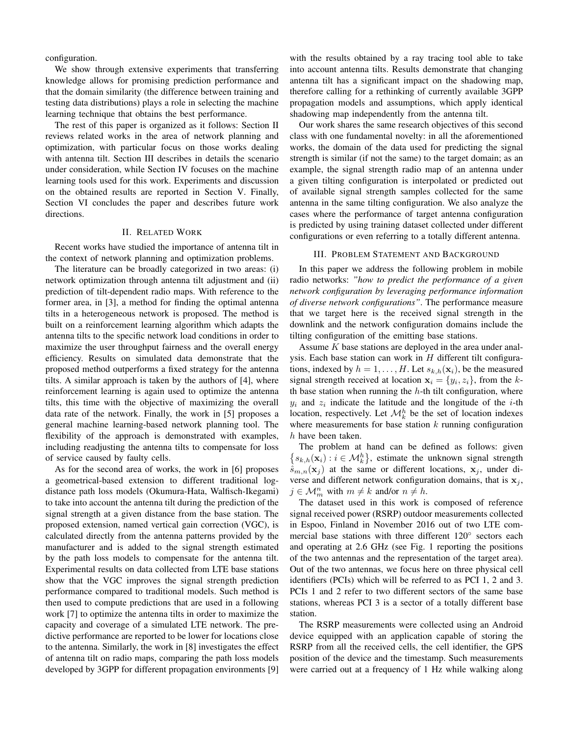configuration.

We show through extensive experiments that transferring knowledge allows for promising prediction performance and that the domain similarity (the difference between training and testing data distributions) plays a role in selecting the machine learning technique that obtains the best performance.

The rest of this paper is organized as it follows: Section II reviews related works in the area of network planning and optimization, with particular focus on those works dealing with antenna tilt. Section III describes in details the scenario under consideration, while Section IV focuses on the machine learning tools used for this work. Experiments and discussion on the obtained results are reported in Section V. Finally, Section VI concludes the paper and describes future work directions.

## II. Related Work

Recent works have studied the importance of antenna tilt in the context of network planning and optimization problems.

The literature can be broadly categorized in two areas: (i) network optimization through antenna tilt adjustment and (ii) prediction of tilt-dependent radio maps. With reference to the former area, in [3], a method for finding the optimal antenna tilts in a heterogeneous network is proposed. The method is built on a reinforcement learning algorithm which adapts the antenna tilts to the specific network load conditions in order to maximize the user throughput fairness and the overall energy efficiency. Results on simulated data demonstrate that the proposed method outperforms a fixed strategy for the antenna tilts. A similar approach is taken by the authors of [4], where reinforcement learning is again used to optimize the antenna tilts, this time with the objective of maximizing the overall data rate of the network. Finally, the work in [5] proposes a general machine learning-based network planning tool. The flexibility of the approach is demonstrated with examples, including readjusting the antenna tilts to compensate for loss of service caused by faulty cells.

As for the second area of works, the work in [6] proposes a geometrical-based extension to different traditional log-distance path loss models (Okumura-Hata, Walfisch-Ikegami) to take into account the antenna tilt during the prediction of the signal strength at a given distance from the base station. The proposed extension, named vertical gain correction (VGC), is calculated directly from the antenna patterns provided by the manufacturer and is added to the signal strength estimated by the path loss models to compensate for the antenna tilt. Experimental results on data collected from LTE base stations show that the VGC improves the signal strength prediction performance compared to traditional models. Such method is then used to compute predictions that are used in a following work [7] to optimize the antenna tilts in order to maximize the capacity and coverage of a simulated LTE network. The predictive performance are reported to be lower for locations close to the antenna. Similarly, the work in [8] investigates the effect of antenna tilt on radio maps, comparing the path loss models developed by 3GPP for different propagation environments [9] with the results obtained by a ray tracing tool able to take into account antenna tilts. Results demonstrate that changing antenna tilt has a significant impact on the shadowing map, therefore calling for a rethinking of currently available 3GPP propagation models and assumptions, which apply identical shadowing map independently from the antenna tilt.

Our work shares the same research objectives of this second class with one fundamental novelty: in all the aforementioned works, the domain of the data used for predicting the signal strength is similar (if not the same) to the target domain; as an example, the signal strength radio map of an antenna under a given tilting configuration is interpolated or predicted out of available signal strength samples collected for the same antenna in the same tilting configuration. We also analyze the cases where the performance of target antenna configuration is predicted by using training dataset collected under different configurations or even referring to a totally different antenna.

## III. Problem Statement and Background

In this paper we address the following problem in mobile radio networks: *"how to predict the performance of a given network configuration by leveraging performance information of diverse network configurations"*. The performance measure that we target here is the received signal strength in the downlink and the network configuration domains include the tilting configuration of the emitting base stations.

Assume $K$ base stations are deployed in the area under analysis. Each base station can work in $H$ different tilt configurations, indexed by $h = 1, \ldots, H$. Let $s_{k,h}(\mathbf{x}_i)$, be the measured signal strength received at location $\mathbf{x}_i = \{y_i, z_i\}$, from the $k$-th base station when running the $h$-th tilt configuration, where $y_i$ and $z_i$ indicate the latitude and the longitude of the $i$-th location, respectively. Let $\mathcal{M}_k^h$ be the set of location indexes where measurements for base station $k$ running configuration $h$ have been taken.

The problem at hand can be defined as follows: given $\left\{s_{k,h}(\mathbf{x}_i) : i \in \mathcal{M}_k^h\right\}$, estimate the unknown signal strength $\hat{s}_{m,n}(\mathbf{x}_j)$ at the same or different locations, $\mathbf{x}_j$, under diverse and different network configuration domains, that is $\mathbf{x}_j$, $j \in \mathcal{M}_m^n$ with $m \neq k$ and/or $n \neq h$.

The dataset used in this work is composed of reference signal received power (RSRP) outdoor measurements collected in Espoo, Finland in November 2016 out of two LTE commercial base stations with three different 120° sectors each and operating at 2.6 GHz (see Fig. 1 reporting the positions of the two antennas and the representation of the target area). Out of the two antennas, we focus here on three physical cell identifiers (PCIs) which will be referred to as PCI 1, 2 and 3. PCIs 1 and 2 refer to two different sectors of the same base stations, whereas PCI 3 is a sector of a totally different base station.

The RSRP measurements were collected using an Android device equipped with an application capable of storing the RSRP from all the received cells, the cell identifier, the GPS position of the device and the timestamp. Such measurements were carried out at a frequency of 1 Hz while walking along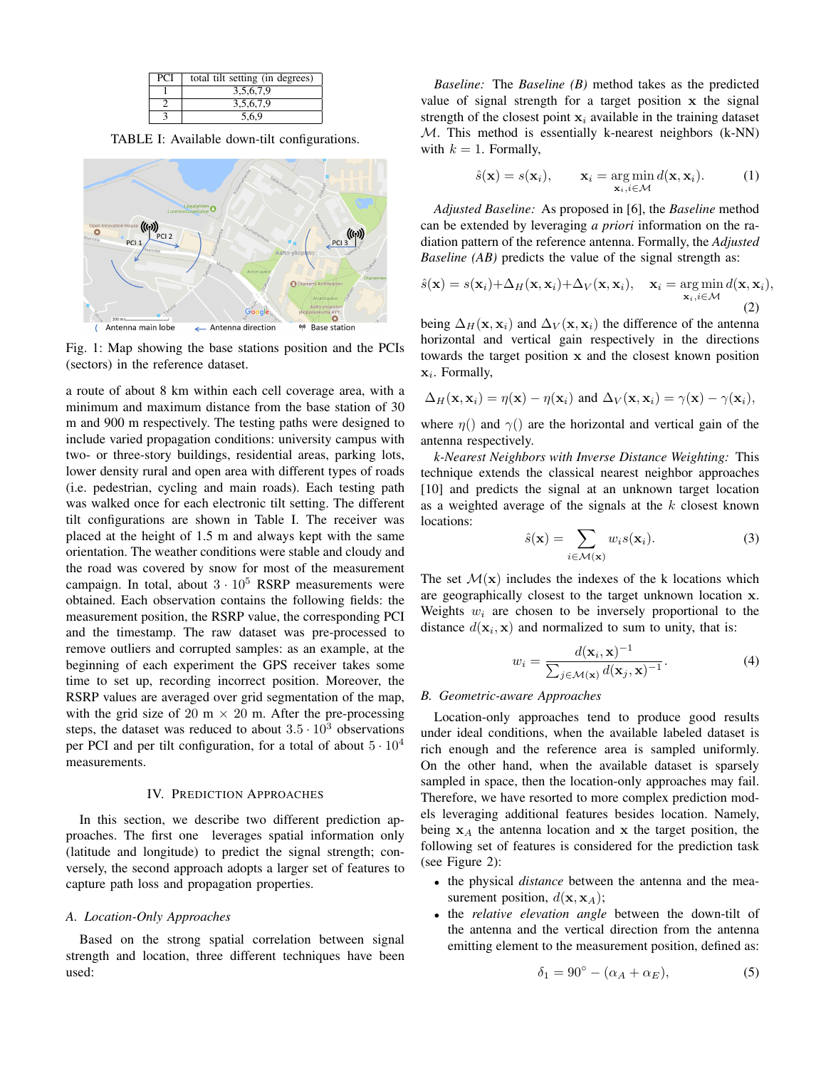| PCI | total tilt setting (in degrees) |
|---|---|
| 1 | 3,5,6,7,9 |
| 2 | 3,5,6,7,9 |
| 3 | 5,6,9 |

TABLE I: Available down-tilt configurations.

Fig. 1: Map showing the base stations position and the PCIs (sectors) in the reference dataset.

a route of about 8 km within each cell coverage area, with a minimum and maximum distance from the base station of 30 m and 900 m respectively. The testing paths were designed to include varied propagation conditions: university campus with two- or three-story buildings, residential areas, parking lots, lower density rural and open area with different types of roads (i.e. pedestrian, cycling and main roads). Each testing path was walked once for each electronic tilt setting. The different tilt configurations are shown in Table I. The receiver was placed at the height of 1.5 m and always kept with the same orientation. The weather conditions were stable and cloudy and the road was covered by snow for most of the measurement campaign. In total, about $3 \cdot 10^5$ RSRP measurements were obtained. Each observation contains the following fields: the measurement position, the RSRP value, the corresponding PCI and the timestamp. The raw dataset was pre-processed to remove outliers and corrupted samples: as an example, at the beginning of each experiment the GPS receiver takes some time to set up, recording incorrect position. Moreover, the RSRP values are averaged over grid segmentation of the map, with the grid size of 20 m × 20 m. After the pre-processing steps, the dataset was reduced to about $3.5 \cdot 10^3$ observations per PCI and per tilt configuration, for a total of about $5 \cdot 10^4$ measurements.

## IV. Prediction Approaches

In this section, we describe two different prediction approaches. The first one leverages spatial information only (latitude and longitude) to predict the signal strength; conversely, the second approach adopts a larger set of features to capture path loss and propagation properties.

### A. Location-Only Approaches

Based on the strong spatial correlation between signal strength and location, three different techniques have been used:

*Baseline:* The *Baseline (B)* method takes as the predicted value of signal strength for a target position $\mathbf{x}$ the signal strength of the closest point $\mathbf{x}_i$ available in the training dataset $\mathcal{M}$. This method is essentially k-nearest neighbors (k-NN) with $k = 1$. Formally,

$$\hat{s}(\mathbf{x}) = s(\mathbf{x}_i), \qquad \mathbf{x}_i = \underset{\mathbf{x}_i, i \in \mathcal{M}}{\arg\min}\, d(\mathbf{x}, \mathbf{x}_i). \tag{1}$$

*Adjusted Baseline:* As proposed in [6], the *Baseline* method can be extended by leveraging *a priori* information on the radiation pattern of the reference antenna. Formally, the *Adjusted Baseline (AB)* predicts the value of the signal strength as:

$$\hat{s}(\mathbf{x}) = s(\mathbf{x}_i) + \Delta_H(\mathbf{x}, \mathbf{x}_i) + \Delta_V(\mathbf{x}, \mathbf{x}_i), \quad \mathbf{x}_i = \underset{\mathbf{x}_i, i \in \mathcal{M}}{\arg\min}\, d(\mathbf{x}, \mathbf{x}_i), \tag{2}$$

being $\Delta_H(\mathbf{x}, \mathbf{x}_i)$ and $\Delta_V(\mathbf{x}, \mathbf{x}_i)$ the difference of the antenna horizontal and vertical gain respectively in the directions towards the target position $\mathbf{x}$ and the closest known position $\mathbf{x}_i$. Formally,

$$\Delta_H(\mathbf{x}, \mathbf{x}_i) = \eta(\mathbf{x}) - \eta(\mathbf{x}_i) \text{ and } \Delta_V(\mathbf{x}, \mathbf{x}_i) = \gamma(\mathbf{x}) - \gamma(\mathbf{x}_i),$$

where $\eta()$ and $\gamma()$ are the horizontal and vertical gain of the antenna respectively.

*k-Nearest Neighbors with Inverse Distance Weighting:* This technique extends the classical nearest neighbor approaches [10] and predicts the signal at an unknown target location as a weighted average of the signals at the $k$ closest known locations:

$$\hat{s}(\mathbf{x}) = \sum_{i \in \mathcal{M}(\mathbf{x})} w_i s(\mathbf{x}_i). \tag{3}$$

The set $\mathcal{M}(\mathbf{x})$ includes the indexes of the k locations which are geographically closest to the target unknown location $\mathbf{x}$. Weights $w_i$ are chosen to be inversely proportional to the distance $d(\mathbf{x}_i, \mathbf{x})$ and normalized to sum to unity, that is:

$$w_i = \frac{d(\mathbf{x}_i, \mathbf{x})^{-1}}{\sum_{j \in \mathcal{M}(\mathbf{x})} d(\mathbf{x}_j, \mathbf{x})^{-1}}. \tag{4}$$

### B. Geometric-aware Approaches

Location-only approaches tend to produce good results under ideal conditions, when the available labeled dataset is rich enough and the reference area is sampled uniformly. On the other hand, when the available dataset is sparsely sampled in space, then the location-only approaches may fail. Therefore, we have resorted to more complex prediction models leveraging additional features besides location. Namely, being $\mathbf{x}_A$ the antenna location and $\mathbf{x}$ the target position, the following set of features is considered for the prediction task (see Figure 2):

- the physical *distance* between the antenna and the measurement position, $d(\mathbf{x}, \mathbf{x}_A)$;
- the *relative elevation angle* between the down-tilt of the antenna and the vertical direction from the antenna emitting element to the measurement position, defined as:

$$\delta_1 = 90^\circ - (\alpha_A + \alpha_E), \tag{5}$$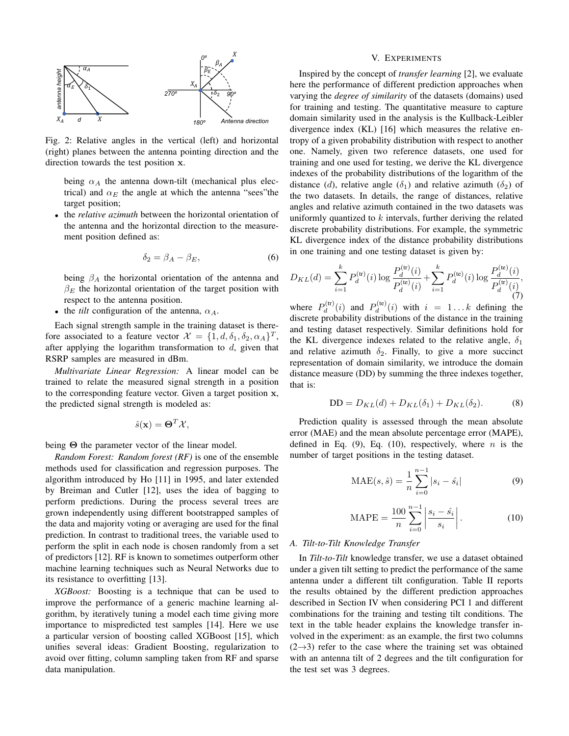Fig. 2: Relative angles in the vertical (left) and horizontal (right) planes between the antenna pointing direction and the direction towards the test position $\mathbf{x}$.

being $\alpha_A$ the antenna down-tilt (mechanical plus electrical) and $\alpha_E$ the angle at which the antenna "sees"the target position;

- the *relative azimuth* between the horizontal orientation of the antenna and the horizontal direction to the measurement position defined as:

$$\delta_2 = \beta_A - \beta_E, \tag{6}$$

being $\beta_A$ the horizontal orientation of the antenna and $\beta_E$ the horizontal orientation of the target position with respect to the antenna position.

- the *tilt* configuration of the antenna, $\alpha_A$.

Each signal strength sample in the training dataset is therefore associated to a feature vector $\mathcal{X} = \{1, d, \delta_1, \delta_2, \alpha_A\}^T$, after applying the logarithm transformation to $d$, given that RSRP samples are measured in dBm.

*Multivariate Linear Regression:* A linear model can be trained to relate the measured signal strength in a position to the corresponding feature vector. Given a target position $\mathbf{x}$, the predicted signal strength is modeled as:

$$\hat{s}(\mathbf{x}) = \mathbf{\Theta}^T \mathcal{X},$$

being $\mathbf{\Theta}$ the parameter vector of the linear model.

*Random Forest: Random forest (RF)* is one of the ensemble methods used for classification and regression purposes. The algorithm introduced by Ho [11] in 1995, and later extended by Breiman and Cutler [12], uses the idea of bagging to perform predictions. During the process several trees are grown independently using different bootstrapped samples of the data and majority voting or averaging are used for the final prediction. In contrast to traditional trees, the variable used to perform the split in each node is chosen randomly from a set of predictors [12]. RF is known to sometimes outperform other machine learning techniques such as Neural Networks due to its resistance to overfitting [13].

*XGBoost:* Boosting is a technique that can be used to improve the performance of a generic machine learning algorithm, by iteratively tuning a model each time giving more importance to mispredicted test samples [14]. Here we use a particular version of boosting called XGBoost [15], which unifies several ideas: Gradient Boosting, regularization to avoid over fitting, column sampling taken from RF and sparse data manipulation.

## V. Experiments

Inspired by the concept of *transfer learning* [2], we evaluate here the performance of different prediction approaches when varying the *degree of similarity* of the datasets (domains) used for training and testing. The quantitative measure to capture domain similarity used in the analysis is the Kullback-Leibler divergence index (KL) [16] which measures the relative entropy of a given probability distribution with respect to another one. Namely, given two reference datasets, one used for training and one used for testing, we derive the KL divergence indexes of the probability distributions of the logarithm of the distance ($d$), relative angle ($\delta_1$) and relative azimuth ($\delta_2$) of the two datasets. In details, the range of distances, relative angles and relative azimuth contained in the two datasets was uniformly quantized to $k$ intervals, further deriving the related discrete probability distributions. For example, the symmetric KL divergence index of the distance probability distributions in one training and one testing dataset is given by:

$$D_{KL}(d) = \sum_{i=1}^{k} P_d^{(\mathrm{tr})}(i) \log \frac{P_d^{(\mathrm{tr})}(i)}{P_d^{(\mathrm{te})}(i)} + \sum_{i=1}^{k} P_d^{(\mathrm{te})}(i) \log \frac{P_d^{(\mathrm{te})}(i)}{P_d^{(\mathrm{tr})}(i)}, \tag{7}$$

where $P_d^{(\mathrm{tr})}(i)$ and $P_d^{(\mathrm{te})}(i)$ with $i = 1 \dots k$ defining the discrete probability distributions of the distance in the training and testing dataset respectively. Similar definitions hold for the KL divergence indexes related to the relative angle, $\delta_1$ and relative azimuth $\delta_2$. Finally, to give a more succinct representation of domain similarity, we introduce the domain distance measure (DD) by summing the three indexes together, that is:

$$\mathrm{DD} = D_{KL}(d) + D_{KL}(\delta_1) + D_{KL}(\delta_2). \tag{8}$$

Prediction quality is assessed through the mean absolute error (MAE) and the mean absolute percentage error (MAPE), defined in Eq. (9), Eq. (10), respectively, where $n$ is the number of target positions in the testing dataset.

$$\mathrm{MAE}(s, \hat{s}) = \frac{1}{n} \sum_{i=0}^{n-1} |s_i - \hat{s_i}| \tag{9}$$

$$\mathrm{MAPE} = \frac{100}{n} \sum_{i=0}^{n-1} \left| \frac{s_i - \hat{s}_i}{s_i} \right|. \tag{10}$$

### A. Tilt-to-Tilt Knowledge Transfer

In *Tilt-to-Tilt* knowledge transfer, we use a dataset obtained under a given tilt setting to predict the performance of the same antenna under a different tilt configuration. Table II reports the results obtained by the different prediction approaches described in Section IV when considering PCI 1 and different combinations for the training and testing tilt conditions. The text in the table header explains the knowledge transfer involved in the experiment: as an example, the first two columns (2→3) refer to the case where the training set was obtained with an antenna tilt of 2 degrees and the tilt configuration for the test set was 3 degrees.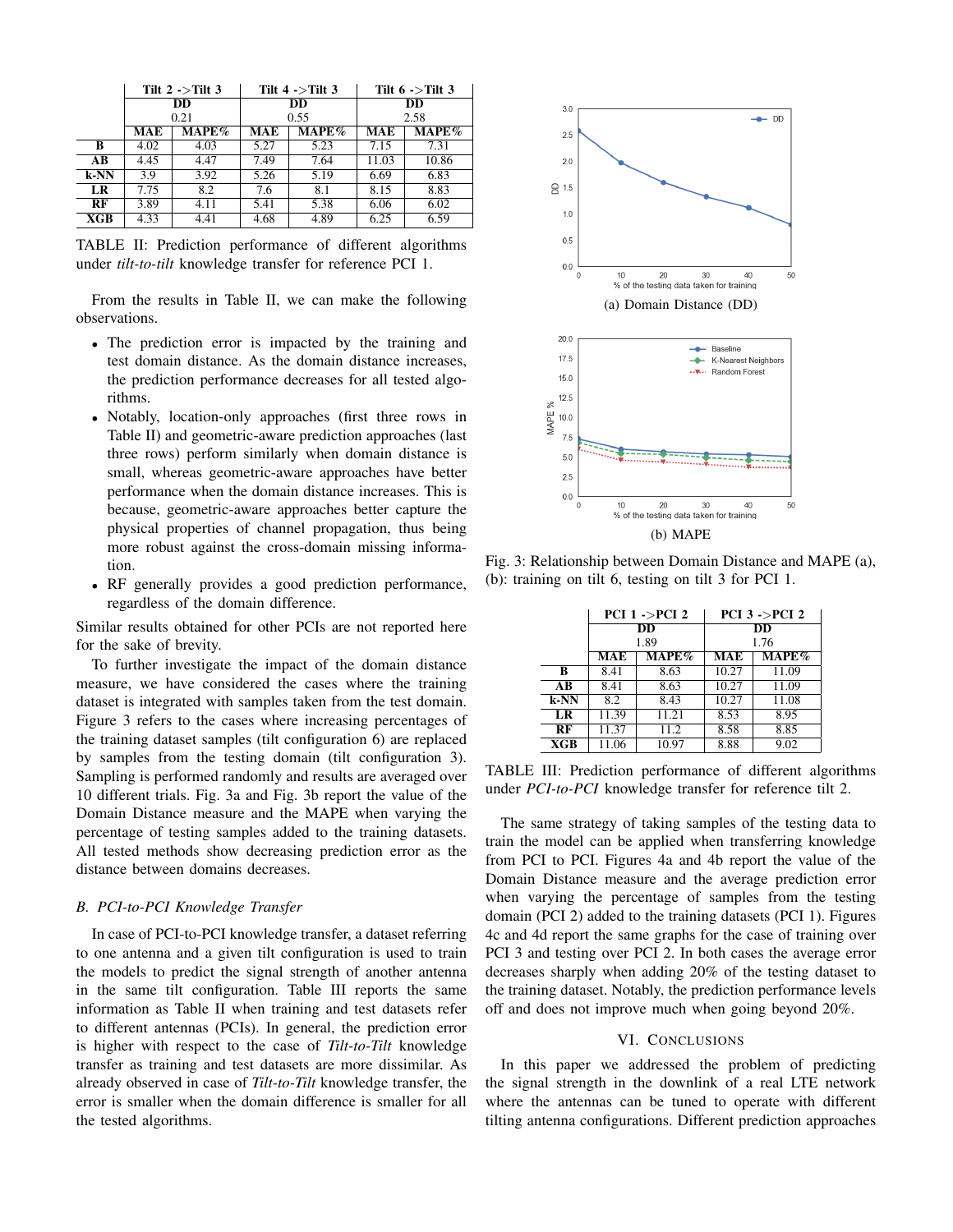| | Tilt 2 ->Tilt 3 | | Tilt 4 ->Tilt 3 | | Tilt 6 ->Tilt 3 | |
|---|---|---|---|---|---|---|
| | DD 0.21 | | DD 0.55 | | DD 2.58 | |
| | MAE | MAPE% | MAE | MAPE% | MAE | MAPE% |
| B | 4.02 | 4.03 | 5.27 | 5.23 | 7.15 | 7.31 |
| AB | 4.45 | 4.47 | 7.49 | 7.64 | 11.03 | 10.86 |
| k-NN | 3.9 | 3.92 | 5.26 | 5.19 | 6.69 | 6.83 |
| LR | 7.75 | 8.2 | 7.6 | 8.1 | 8.15 | 8.83 |
| RF | 3.89 | 4.11 | 5.41 | 5.38 | 6.06 | 6.02 |
| XGB | 4.33 | 4.41 | 4.68 | 4.89 | 6.25 | 6.59 |

TABLE II: Prediction performance of different algorithms under *tilt-to-tilt* knowledge transfer for reference PCI 1.

From the results in Table II, we can make the following observations.

- The prediction error is impacted by the training and test domain distance. As the domain distance increases, the prediction performance decreases for all tested algorithms.
- Notably, location-only approaches (first three rows in Table II) and geometric-aware prediction approaches (last three rows) perform similarly when domain distance is small, whereas geometric-aware approaches have better performance when the domain distance increases. This is because, geometric-aware approaches better capture the physical properties of channel propagation, thus being more robust against the cross-domain missing information.
- RF generally provides a good prediction performance, regardless of the domain difference.

Similar results obtained for other PCIs are not reported here for the sake of brevity.

To further investigate the impact of the domain distance measure, we have considered the cases where the training dataset is integrated with samples taken from the test domain. Figure 3 refers to the cases where increasing percentages of the training dataset samples (tilt configuration 6) are replaced by samples from the testing domain (tilt configuration 3). Sampling is performed randomly and results are averaged over 10 different trials. Fig. 3a and Fig. 3b report the value of the Domain Distance measure and the MAPE when varying the percentage of testing samples added to the training datasets. All tested methods show decreasing prediction error as the distance between domains decreases.

### B. PCI-to-PCI Knowledge Transfer

In case of PCI-to-PCI knowledge transfer, a dataset referring to one antenna and a given tilt configuration is used to train the models to predict the signal strength of another antenna in the same tilt configuration. Table III reports the same information as Table II when training and test datasets refer to different antennas (PCIs). In general, the prediction error is higher with respect to the case of *Tilt-to-Tilt* knowledge transfer as training and test datasets are more dissimilar. As already observed in case of *Tilt-to-Tilt* knowledge transfer, the error is smaller when the domain difference is smaller for all the tested algorithms.

(a) Domain Distance (DD)

(b) MAPE

Fig. 3: Relationship between Domain Distance and MAPE (a), (b): training on tilt 6, testing on tilt 3 for PCI 1.

| | PCI 1 ->PCI 2 | | PCI 3 ->PCI 2 | |
|---|---|---|---|---|
| | DD 1.89 | | DD 1.76 | |
| | MAE | MAPE% | MAE | MAPE% |
| B | 8.41 | 8.63 | 10.27 | 11.09 |
| AB | 8.41 | 8.63 | 10.27 | 11.09 |
| k-NN | 8.2 | 8.43 | 10.27 | 11.08 |
| LR | 11.39 | 11.21 | 8.53 | 8.95 |
| RF | 11.37 | 11.2 | 8.58 | 8.85 |
| XGB | 11.06 | 10.97 | 8.88 | 9.02 |

TABLE III: Prediction performance of different algorithms under *PCI-to-PCI* knowledge transfer for reference tilt 2.

The same strategy of taking samples of the testing data to train the model can be applied when transferring knowledge from PCI to PCI. Figures 4a and 4b report the value of the Domain Distance measure and the average prediction error when varying the percentage of samples from the testing domain (PCI 2) added to the training datasets (PCI 1). Figures 4c and 4d report the same graphs for the case of training over PCI 3 and testing over PCI 2. In both cases the average error decreases sharply when adding 20% of the testing dataset to the training dataset. Notably, the prediction performance levels off and does not improve much when going beyond 20%.

## VI. Conclusions

In this paper we addressed the problem of predicting the signal strength in the downlink of a real LTE network where the antennas can be tuned to operate with different tilting antenna configurations. Different prediction approaches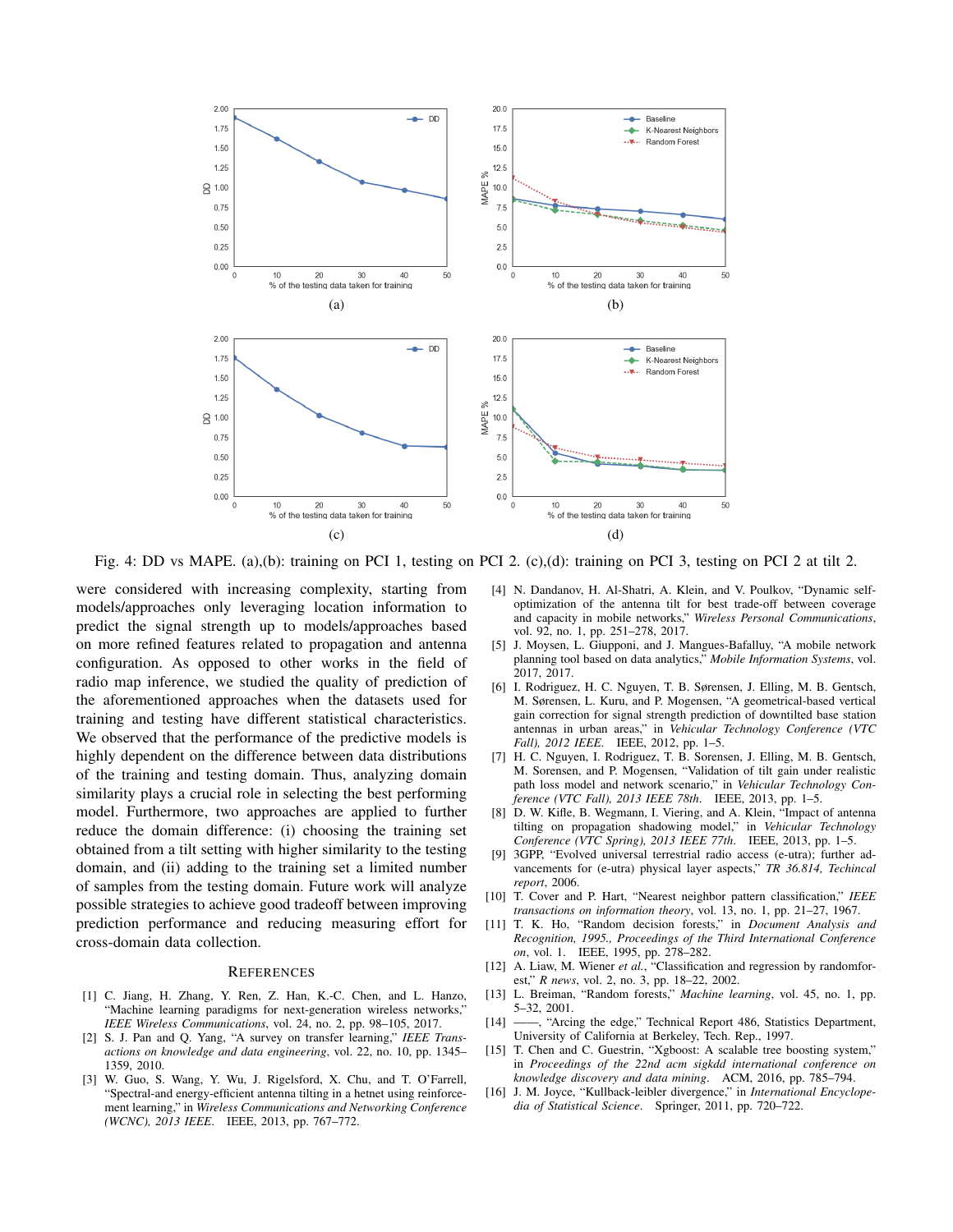DD

2.00
1.75
1.50
1.25
1.00
0.75
0.50
0.25
0.00

0 10 20 30 40 50

% of the testing data taken for training

(a)

MAPE %

20.0
17.5
15.0
12.5
10.0
7.5
5.0
2.5
0.0

Baseline
K-Nearest Neighbors
Random Forest

0 10 20 30 40 50

% of the testing data taken for training

(b)

DD

2.00
1.75
1.50
1.25
1.00
0.75
0.50
0.25
0.00

0 10 20 30 40 50

% of the testing data taken for training

(c)

MAPE %

20.0
17.5
15.0
12.5
10.0
7.5
5.0
2.5
0.0

Baseline
K-Nearest Neighbors
Random Forest

0 10 20 30 40 50

% of the testing data taken for training

(d)

Fig. 4: DD vs MAPE. (a),(b): training on PCI 1, testing on PCI 2. (c),(d): training on PCI 3, testing on PCI 2 at tilt 2.

were considered with increasing complexity, starting from models/approaches only leveraging location information to predict the signal strength up to models/approaches based on more refined features related to propagation and antenna configuration. As opposed to other works in the field of radio map inference, we studied the quality of prediction of the aforementioned approaches when the datasets used for training and testing have different statistical characteristics. We observed that the performance of the predictive models is highly dependent on the difference between data distributions of the training and testing domain. Thus, analyzing domain similarity plays a crucial role in selecting the best performing model. Furthermore, two approaches are applied to further reduce the domain difference: (i) choosing the training set obtained from a tilt setting with higher similarity to the testing domain, and (ii) adding to the training set a limited number of samples from the testing domain. Future work will analyze possible strategies to achieve good tradeoff between improving prediction performance and reducing measuring effort for cross-domain data collection.

## References

[1] C. Jiang, H. Zhang, Y. Ren, Z. Han, K.-C. Chen, and L. Hanzo, "Machine learning paradigms for next-generation wireless networks," *IEEE Wireless Communications*, vol. 24, no. 2, pp. 98–105, 2017.

[2] S. J. Pan and Q. Yang, "A survey on transfer learning," *IEEE Transactions on knowledge and data engineering*, vol. 22, no. 10, pp. 1345–1359, 2010.

[3] W. Guo, S. Wang, Y. Wu, J. Rigelsford, X. Chu, and T. O'Farrell, "Spectral-and energy-efficient antenna tilting in a hetnet using reinforcement learning," in *Wireless Communications and Networking Conference (WCNC), 2013 IEEE*. IEEE, 2013, pp. 767–772.

[4] N. Dandanov, H. Al-Shatri, A. Klein, and V. Poulkov, "Dynamic self-optimization of the antenna tilt for best trade-off between coverage and capacity in mobile networks," *Wireless Personal Communications*, vol. 92, no. 1, pp. 251–278, 2017.

[5] J. Moysen, L. Giupponi, and J. Mangues-Bafalluy, "A mobile network planning tool based on data analytics," *Mobile Information Systems*, vol. 2017, 2017.

[6] I. Rodriguez, H. C. Nguyen, T. B. Sørensen, J. Elling, M. B. Gentsch, M. Sørensen, L. Kuru, and P. Mogensen, "A geometrical-based vertical gain correction for signal strength prediction of downtilted base station antennas in urban areas," in *Vehicular Technology Conference (VTC Fall), 2012 IEEE*. IEEE, 2012, pp. 1–5.

[7] H. C. Nguyen, I. Rodriguez, T. B. Sorensen, J. Elling, M. B. Gentsch, M. Sorensen, and P. Mogensen, "Validation of tilt gain under realistic path loss model and network scenario," in *Vehicular Technology Conference (VTC Fall), 2013 IEEE 78th*. IEEE, 2013, pp. 1–5.

[8] D. W. Kifle, B. Wegmann, I. Viering, and A. Klein, "Impact of antenna tilting on propagation shadowing model," in *Vehicular Technology Conference (VTC Spring), 2013 IEEE 77th*. IEEE, 2013, pp. 1–5.

[9] 3GPP, "Evolved universal terrestrial radio access (e-utra); further advancements for (e-utra) physical layer aspects," *TR 36.814, Techincal report*, 2006.

[10] T. Cover and P. Hart, "Nearest neighbor pattern classification," *IEEE transactions on information theory*, vol. 13, no. 1, pp. 21–27, 1967.

[11] T. K. Ho, "Random decision forests," in *Document Analysis and Recognition, 1995., Proceedings of the Third International Conference on*, vol. 1. IEEE, 1995, pp. 278–282.

[12] A. Liaw, M. Wiener *et al.*, "Classification and regression by randomforest," *R news*, vol. 2, no. 3, pp. 18–22, 2002.

[13] L. Breiman, "Random forests," *Machine learning*, vol. 45, no. 1, pp. 5–32, 2001.

[14] ——, "Arcing the edge," Technical Report 486, Statistics Department, University of California at Berkeley, Tech. Rep., 1997.

[15] T. Chen and C. Guestrin, "Xgboost: A scalable tree boosting system," in *Proceedings of the 22nd acm sigkdd international conference on knowledge discovery and data mining*. ACM, 2016, pp. 785–794.

[16] J. M. Joyce, "Kullback-leibler divergence," in *International Encyclopedia of Statistical Science*. Springer, 2011, pp. 720–722.